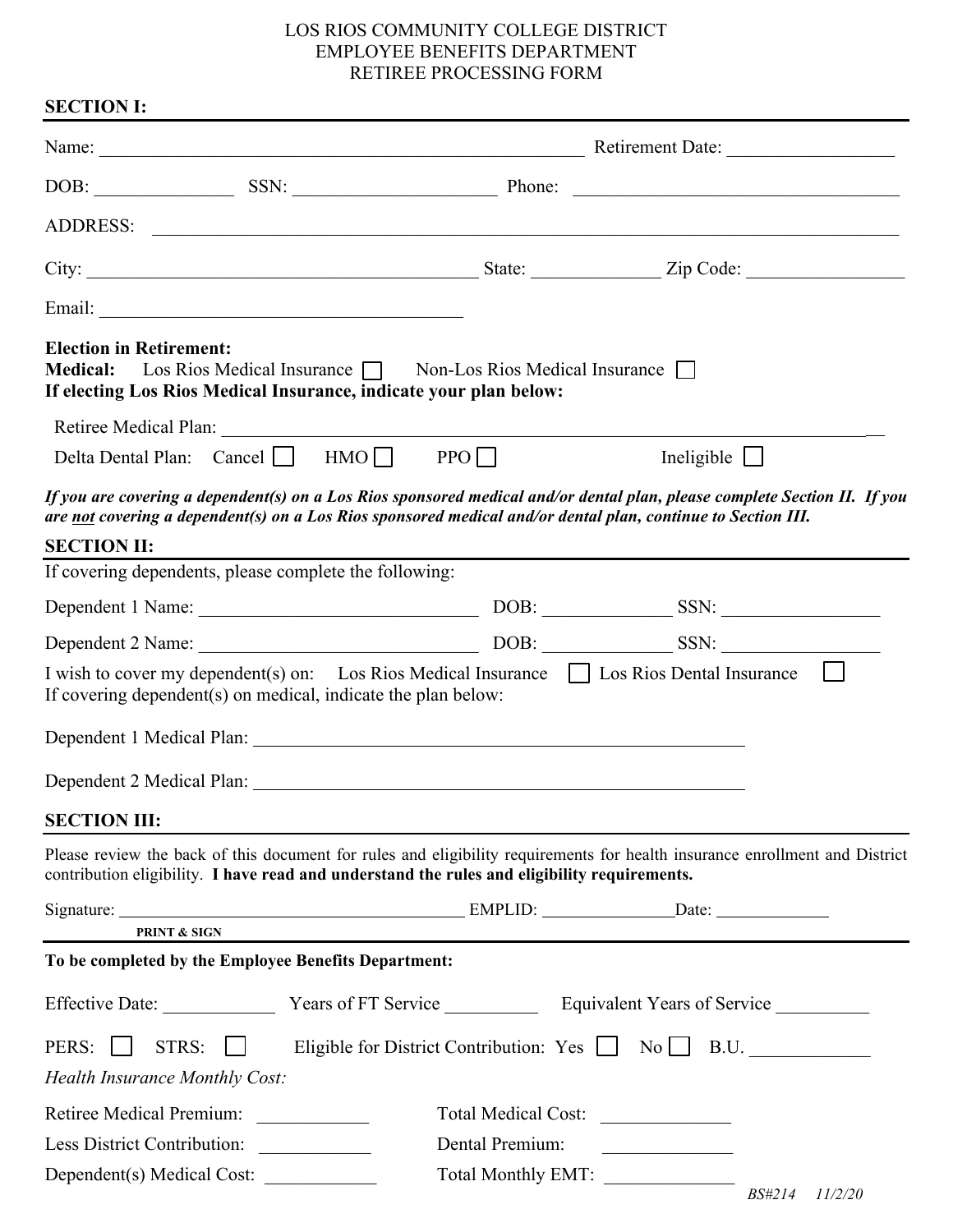LOS RIOS COMMUNITY COLLEGE DISTRICT
EMPLOYEE BENEFITS DEPARTMENT
RETIREE PROCESSING FORM

## SECTION I:

Name: ______________________________ Retirement Date: ______________

DOB: ______________ SSN: ____________________ Phone: ______________________________

ADDRESS: ____________________________________________________________

City: ________________________________ State: ____________ Zip Code: ______________

Email: ________________________________

**Election in Retirement:**
**Medical:** Los Rios Medical Insurance ☐ Non-Los Rios Medical Insurance ☐
**If electing Los Rios Medical Insurance, indicate your plan below:**

Retiree Medical Plan: ____________________________________________________________

Delta Dental Plan: Cancel ☐ HMO ☐ PPO ☐ Ineligible ☐

***If you are covering a dependent(s) on a Los Rios sponsored medical and/or dental plan, please complete Section II. If you are not covering a dependent(s) on a Los Rios sponsored medical and/or dental plan, continue to Section III.***

## SECTION II:

If covering dependents, please complete the following:

Dependent 1 Name: ________________________ DOB: ____________ SSN: ______________

Dependent 2 Name: ________________________ DOB: ____________ SSN: ______________

I wish to cover my dependent(s) on: Los Rios Medical Insurance ☐ Los Rios Dental Insurance ☐
If covering dependent(s) on medical, indicate the plan below:

Dependent 1 Medical Plan: ________________________________________

Dependent 2 Medical Plan: ________________________________________

## SECTION III:

Please review the back of this document for rules and eligibility requirements for health insurance enrollment and District contribution eligibility. **I have read and understand the rules and eligibility requirements.**

Signature: ________________________________ EMPLID: ______________ Date: ____________
**PRINT & SIGN**

**To be completed by the Employee Benefits Department:**

Effective Date: __________ Years of FT Service __________ Equivalent Years of Service __________

PERS: ☐ STRS: ☐ Eligible for District Contribution: Yes ☐ No ☐ B.U. ____________

*Health Insurance Monthly Cost:*

Retiree Medical Premium: ____________ Total Medical Cost: ____________

Less District Contribution: ____________ Dental Premium: ____________

Dependent(s) Medical Cost: ____________ Total Monthly EMT: ____________

*BS#214 11/2/20*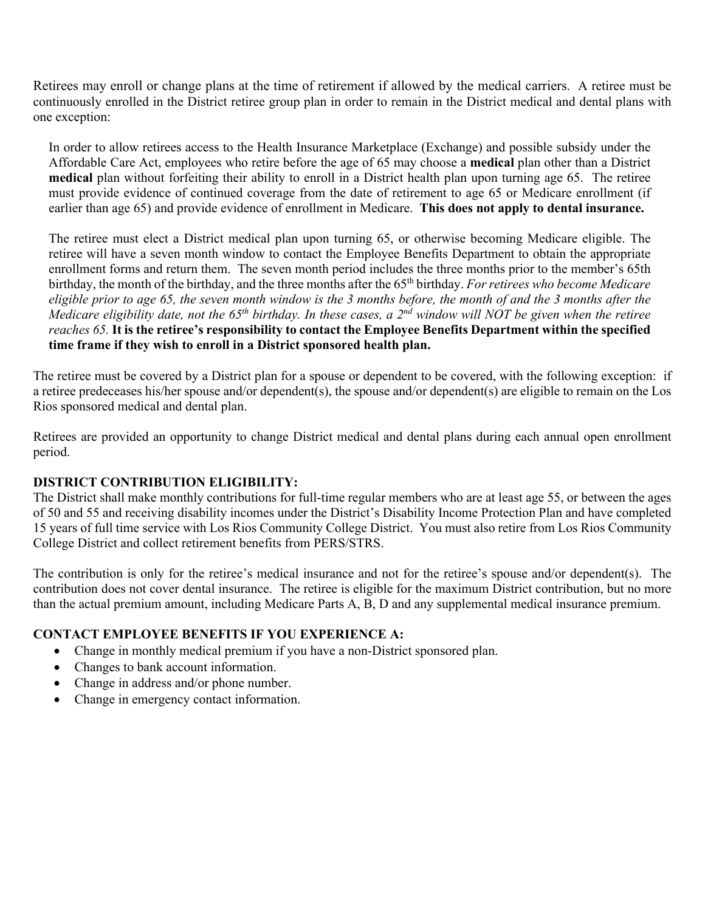Retirees may enroll or change plans at the time of retirement if allowed by the medical carriers. A retiree must be continuously enrolled in the District retiree group plan in order to remain in the District medical and dental plans with one exception:

> In order to allow retirees access to the Health Insurance Marketplace (Exchange) and possible subsidy under the Affordable Care Act, employees who retire before the age of 65 may choose a **medical** plan other than a District **medical** plan without forfeiting their ability to enroll in a District health plan upon turning age 65. The retiree must provide evidence of continued coverage from the date of retirement to age 65 or Medicare enrollment (if earlier than age 65) and provide evidence of enrollment in Medicare. **This does not apply to dental insurance.**
>
> The retiree must elect a District medical plan upon turning 65, or otherwise becoming Medicare eligible. The retiree will have a seven month window to contact the Employee Benefits Department to obtain the appropriate enrollment forms and return them. The seven month period includes the three months prior to the member's 65th birthday, the month of the birthday, and the three months after the 65th birthday. *For retirees who become Medicare eligible prior to age 65, the seven month window is the 3 months before, the month of and the 3 months after the Medicare eligibility date, not the 65th birthday. In these cases, a 2nd window will NOT be given when the retiree reaches 65.* **It is the retiree's responsibility to contact the Employee Benefits Department within the specified time frame if they wish to enroll in a District sponsored health plan.**

The retiree must be covered by a District plan for a spouse or dependent to be covered, with the following exception: if a retiree predeceases his/her spouse and/or dependent(s), the spouse and/or dependent(s) are eligible to remain on the Los Rios sponsored medical and dental plan.

Retirees are provided an opportunity to change District medical and dental plans during each annual open enrollment period.

**DISTRICT CONTRIBUTION ELIGIBILITY:**

The District shall make monthly contributions for full-time regular members who are at least age 55, or between the ages of 50 and 55 and receiving disability incomes under the District's Disability Income Protection Plan and have completed 15 years of full time service with Los Rios Community College District. You must also retire from Los Rios Community College District and collect retirement benefits from PERS/STRS.

The contribution is only for the retiree's medical insurance and not for the retiree's spouse and/or dependent(s). The contribution does not cover dental insurance. The retiree is eligible for the maximum District contribution, but no more than the actual premium amount, including Medicare Parts A, B, D and any supplemental medical insurance premium.

**CONTACT EMPLOYEE BENEFITS IF YOU EXPERIENCE A:**

- Change in monthly medical premium if you have a non-District sponsored plan.
- Changes to bank account information.
- Change in address and/or phone number.
- Change in emergency contact information.